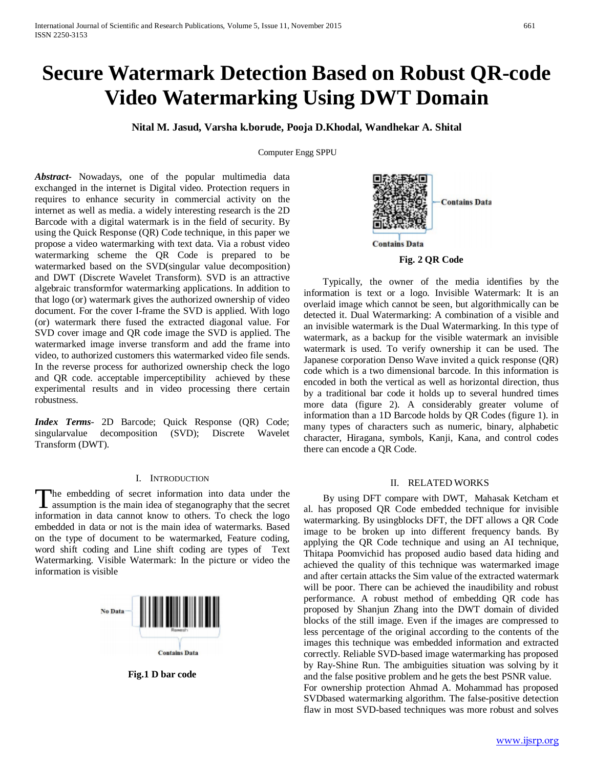# Secure Watermark Detection Based on Robust QR-code Video Watermarking Using DWT Domain

**Nital M. Jasud, Varsha k.borude, Pooja D.Khodal, Wandhekar A. Shital**

Computer Engg SPPU

***Abstract-*** Nowadays, one of the popular multimedia data exchanged in the internet is Digital video. Protection requers in requires to enhance security in commercial activity on the internet as well as media. a widely interesting research is the 2D Barcode with a digital watermark is in the field of security. By using the Quick Response (QR) Code technique, in this paper we propose a video watermarking with text data. Via a robust video watermarking scheme the QR Code is prepared to be watermarked based on the SVD(singular value decomposition) and DWT (Discrete Wavelet Transform). SVD is an attractive algebraic transformfor watermarking applications. In addition to that logo (or) watermark gives the authorized ownership of video document. For the cover I-frame the SVD is applied. With logo (or) watermark there fused the extracted diagonal value. For SVD cover image and QR code image the SVD is applied. The watermarked image inverse transform and add the frame into video, to authorized customers this watermarked video file sends. In the reverse process for authorized ownership check the logo and QR code. acceptable imperceptibility achieved by these experimental results and in video processing there certain robustness.

***Index Terms*-** 2D Barcode; Quick Response (QR) Code; singularvalue decomposition (SVD); Discrete Wavelet Transform (DWT).

## I. Introduction

The embedding of secret information into data under the assumption is the main idea of steganography that the secret information in data cannot know to others. To check the logo embedded in data or not is the main idea of watermarks. Based on the type of document to be watermarked, Feature coding, word shift coding and Line shift coding are types of Text Watermarking. Visible Watermark: In the picture or video the information is visible

**Fig.1 D bar code**

**Fig. 2 QR Code**

Typically, the owner of the media identifies by the information is text or a logo. Invisible Watermark: It is an overlaid image which cannot be seen, but algorithmically can be detected it. Dual Watermarking: A combination of a visible and an invisible watermark is the Dual Watermarking. In this type of watermark, as a backup for the visible watermark an invisible watermark is used. To verify ownership it can be used. The Japanese corporation Denso Wave invited a quick response (QR) code which is a two dimensional barcode. In this information is encoded in both the vertical as well as horizontal direction, thus by a traditional bar code it holds up to several hundred times more data (figure 2). A considerably greater volume of information than a 1D Barcode holds by QR Codes (figure 1). in many types of characters such as numeric, binary, alphabetic character, Hiragana, symbols, Kanji, Kana, and control codes there can encode a QR Code.

## II. Related Works

By using DFT compare with DWT, Mahasak Ketcham et al. has proposed QR Code embedded technique for invisible watermarking. By usingblocks DFT, the DFT allows a QR Code image to be broken up into different frequency bands. By applying the QR Code technique and using an AI technique, Thitapa Poomvichid has proposed audio based data hiding and achieved the quality of this technique was watermarked image and after certain attacks the Sim value of the extracted watermark will be poor. There can be achieved the inaudibility and robust performance. A robust method of embedding QR code has proposed by Shanjun Zhang into the DWT domain of divided blocks of the still image. Even if the images are compressed to less percentage of the original according to the contents of the images this technique was embedded information and extracted correctly. Reliable SVD-based image watermarking has proposed by Ray-Shine Run. The ambiguities situation was solving by it and the false positive problem and he gets the best PSNR value.
For ownership protection Ahmad A. Mohammad has proposed SVDbased watermarking algorithm. The false-positive detection flaw in most SVD-based techniques was more robust and solves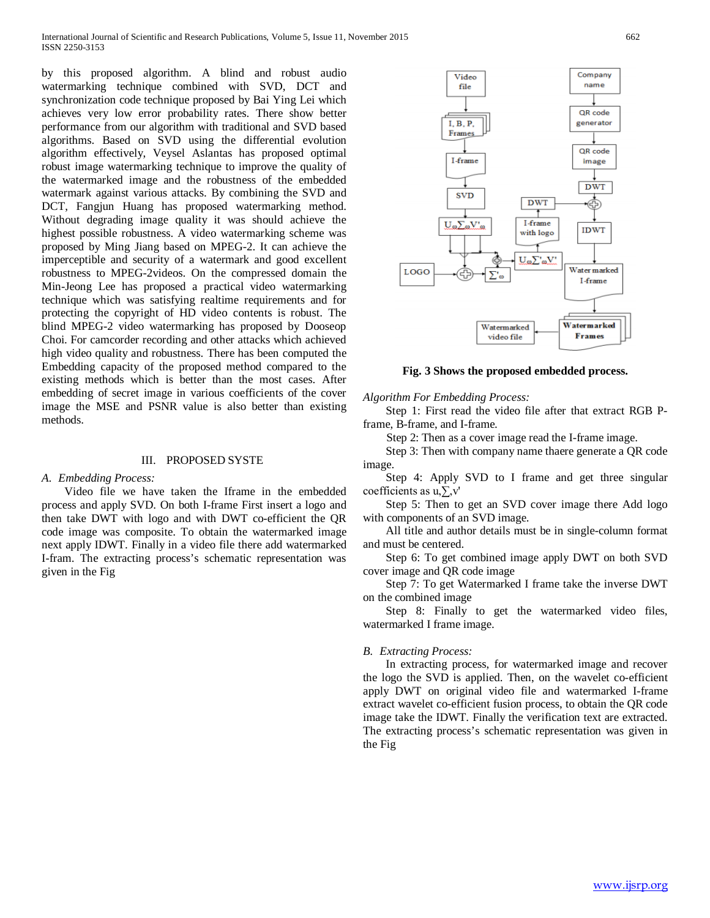by this proposed algorithm. A blind and robust audio watermarking technique combined with SVD, DCT and synchronization code technique proposed by Bai Ying Lei which achieves very low error probability rates. There show better performance from our algorithm with traditional and SVD based algorithms. Based on SVD using the differential evolution algorithm effectively, Veysel Aslantas has proposed optimal robust image watermarking technique to improve the quality of the watermarked image and the robustness of the embedded watermark against various attacks. By combining the SVD and DCT, Fangjun Huang has proposed watermarking method. Without degrading image quality it was should achieve the highest possible robustness. A video watermarking scheme was proposed by Ming Jiang based on MPEG-2. It can achieve the imperceptible and security of a watermark and good excellent robustness to MPEG-2videos. On the compressed domain the Min-Jeong Lee has proposed a practical video watermarking technique which was satisfying realtime requirements and for protecting the copyright of HD video contents is robust. The blind MPEG-2 video watermarking has proposed by Dooseop Choi. For camcorder recording and other attacks which achieved high video quality and robustness. There has been computed the Embedding capacity of the proposed method compared to the existing methods which is better than the most cases. After embedding of secret image in various coefficients of the cover image the MSE and PSNR value is also better than existing methods.

## III. PROPOSED SYSTE

### *A. Embedding Process:*

Video file we have taken the Iframe in the embedded process and apply SVD. On both I-frame First insert a logo and then take DWT with logo and with DWT co-efficient the QR code image was composite. To obtain the watermarked image next apply IDWT. Finally in a video file there add watermarked I-fram. The extracting process's schematic representation was given in the Fig

**Fig. 3 Shows the proposed embedded process.**

*Algorithm For Embedding Process:*

Step 1: First read the video file after that extract RGB P-frame, B-frame, and I-frame.

Step 2: Then as a cover image read the I-frame image.

Step 3: Then with company name thaere generate a QR code image.

Step 4: Apply SVD to I frame and get three singular coefficients as u,∑,v'

Step 5: Then to get an SVD cover image there Add logo with components of an SVD image.

All title and author details must be in single-column format and must be centered.

Step 6: To get combined image apply DWT on both SVD cover image and QR code image

Step 7: To get Watermarked I frame take the inverse DWT on the combined image

Step 8: Finally to get the watermarked video files, watermarked I frame image.

### *B. Extracting Process:*

In extracting process, for watermarked image and recover the logo the SVD is applied. Then, on the wavelet co-efficient apply DWT on original video file and watermarked I-frame extract wavelet co-efficient fusion process, to obtain the QR code image take the IDWT. Finally the verification text are extracted. The extracting process's schematic representation was given in the Fig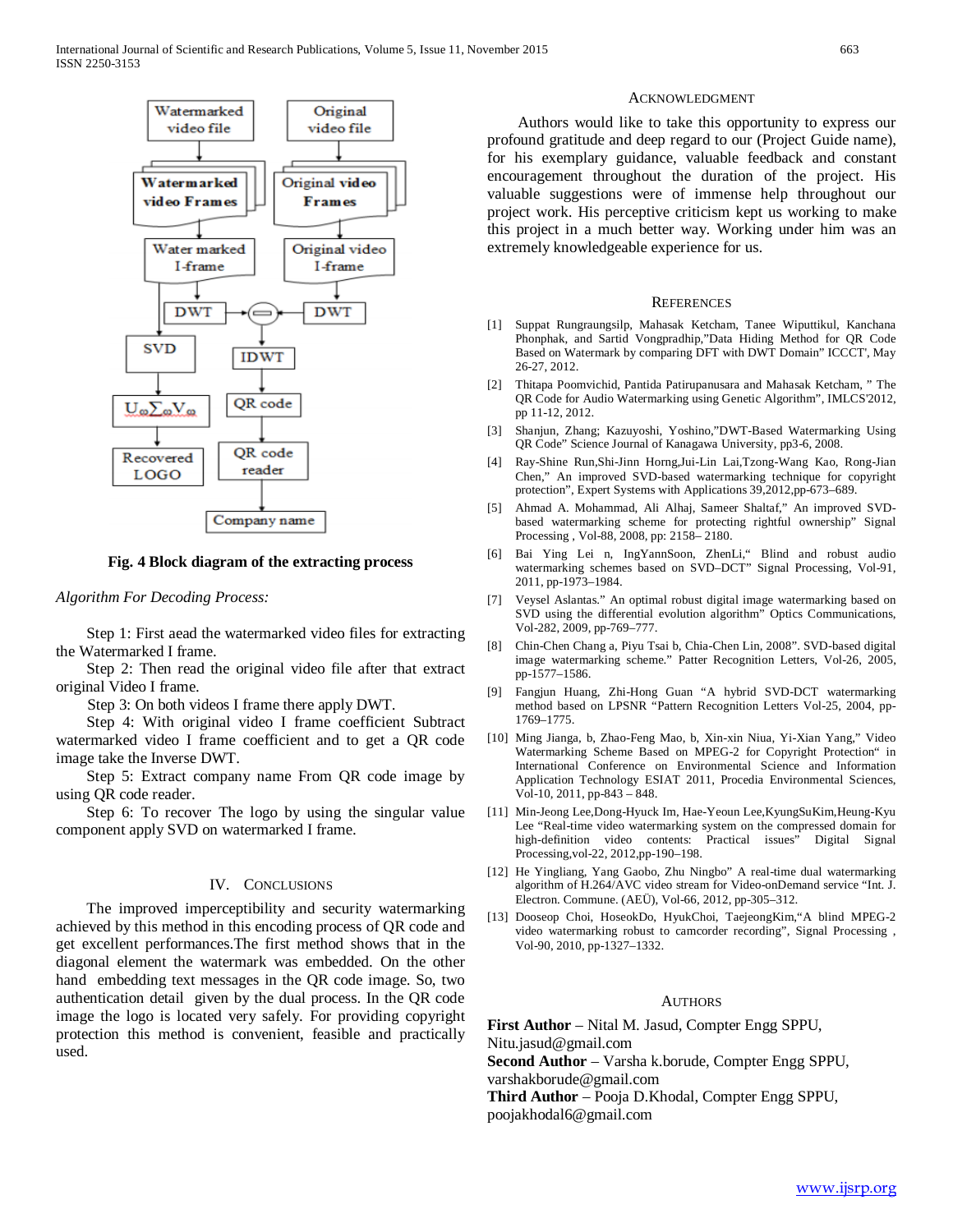Fig. 4 Block diagram of the extracting process

*Algorithm For Decoding Process:*

Step 1: First aead the watermarked video files for extracting the Watermarked I frame.

Step 2: Then read the original video file after that extract original Video I frame.

Step 3: On both videos I frame there apply DWT.

Step 4: With original video I frame coefficient Subtract watermarked video I frame coefficient and to get a QR code image take the Inverse DWT.

Step 5: Extract company name From QR code image by using QR code reader.

Step 6: To recover The logo by using the singular value component apply SVD on watermarked I frame.

## IV. CONCLUSIONS

The improved imperceptibility and security watermarking achieved by this method in this encoding process of QR code and get excellent performances.The first method shows that in the diagonal element the watermark was embedded. On the other hand embedding text messages in the QR code image. So, two authentication detail given by the dual process. In the QR code image the logo is located very safely. For providing copyright protection this method is convenient, feasible and practically used.

## ACKNOWLEDGMENT

Authors would like to take this opportunity to express our profound gratitude and deep regard to our (Project Guide name), for his exemplary guidance, valuable feedback and constant encouragement throughout the duration of the project. His valuable suggestions were of immense help throughout our project work. His perceptive criticism kept us working to make this project in a much better way. Working under him was an extremely knowledgeable experience for us.

## REFERENCES

[1] Suppat Rungraungsilp, Mahasak Ketcham, Tanee Wiputtikul, Kanchana Phonphak, and Sartid Vongpradhip,"Data Hiding Method for QR Code Based on Watermark by comparing DFT with DWT Domain" ICCCT', May 26-27, 2012.

[2] Thitapa Poomvichid, Pantida Patirupanusara and Mahasak Ketcham, " The QR Code for Audio Watermarking using Genetic Algorithm", IMLCS'2012, pp 11-12, 2012.

[3] Shanjun, Zhang; Kazuyoshi, Yoshino,"DWT-Based Watermarking Using QR Code" Science Journal of Kanagawa University, pp3-6, 2008.

[4] Ray-Shine Run,Shi-Jinn Horng,Jui-Lin Lai,Tzong-Wang Kao, Rong-Jian Chen," An improved SVD-based watermarking technique for copyright protection", Expert Systems with Applications 39,2012,pp-673–689.

[5] Ahmad A. Mohammad, Ali Alhaj, Sameer Shaltaf," An improved SVD-based watermarking scheme for protecting rightful ownership" Signal Processing , Vol-88, 2008, pp: 2158– 2180.

[6] Bai Ying Lei n, IngYannSoon, ZhenLi," Blind and robust audio watermarking schemes based on SVD–DCT" Signal Processing, Vol-91, 2011, pp-1973–1984.

[7] Veysel Aslantas." An optimal robust digital image watermarking based on SVD using the differential evolution algorithm" Optics Communications, Vol-282, 2009, pp-769–777.

[8] Chin-Chen Chang a, Piyu Tsai b, Chia-Chen Lin, 2008". SVD-based digital image watermarking scheme." Patter Recognition Letters, Vol-26, 2005, pp-1577–1586.

[9] Fangjun Huang, Zhi-Hong Guan "A hybrid SVD-DCT watermarking method based on LPSNR "Pattern Recognition Letters Vol-25, 2004, pp-1769–1775.

[10] Ming Jianga, b, Zhao-Feng Mao, b, Xin-xin Niua, Yi-Xian Yang," Video Watermarking Scheme Based on MPEG-2 for Copyright Protection" in International Conference on Environmental Science and Information Application Technology ESIAT 2011, Procedia Environmental Sciences, Vol-10, 2011, pp-843 – 848.

[11] Min-Jeong Lee,Dong-Hyuck Im, Hae-Yeoun Lee,KyungSuKim,Heung-Kyu Lee "Real-time video watermarking system on the compressed domain for high-definition video contents: Practical issues" Digital Signal Processing,vol-22, 2012,pp-190–198.

[12] He Yingliang, Yang Gaobo, Zhu Ningbo" A real-time dual watermarking algorithm of H.264/AVC video stream for Video-onDemand service "Int. J. Electron. Commune. (AEÜ), Vol-66, 2012, pp-305–312.

[13] Dooseop Choi, HoseokDo, HyukChoi, TaejeongKim,"A blind MPEG-2 video watermarking robust to camcorder recording", Signal Processing , Vol-90, 2010, pp-1327–1332.

## AUTHORS

**First Author** – Nital M. Jasud, Compter Engg SPPU, Nitu.jasud@gmail.com

**Second Author** – Varsha k.borude, Compter Engg SPPU, varshakborude@gmail.com

**Third Author** – Pooja D.Khodal, Compter Engg SPPU, poojakhodal6@gmail.com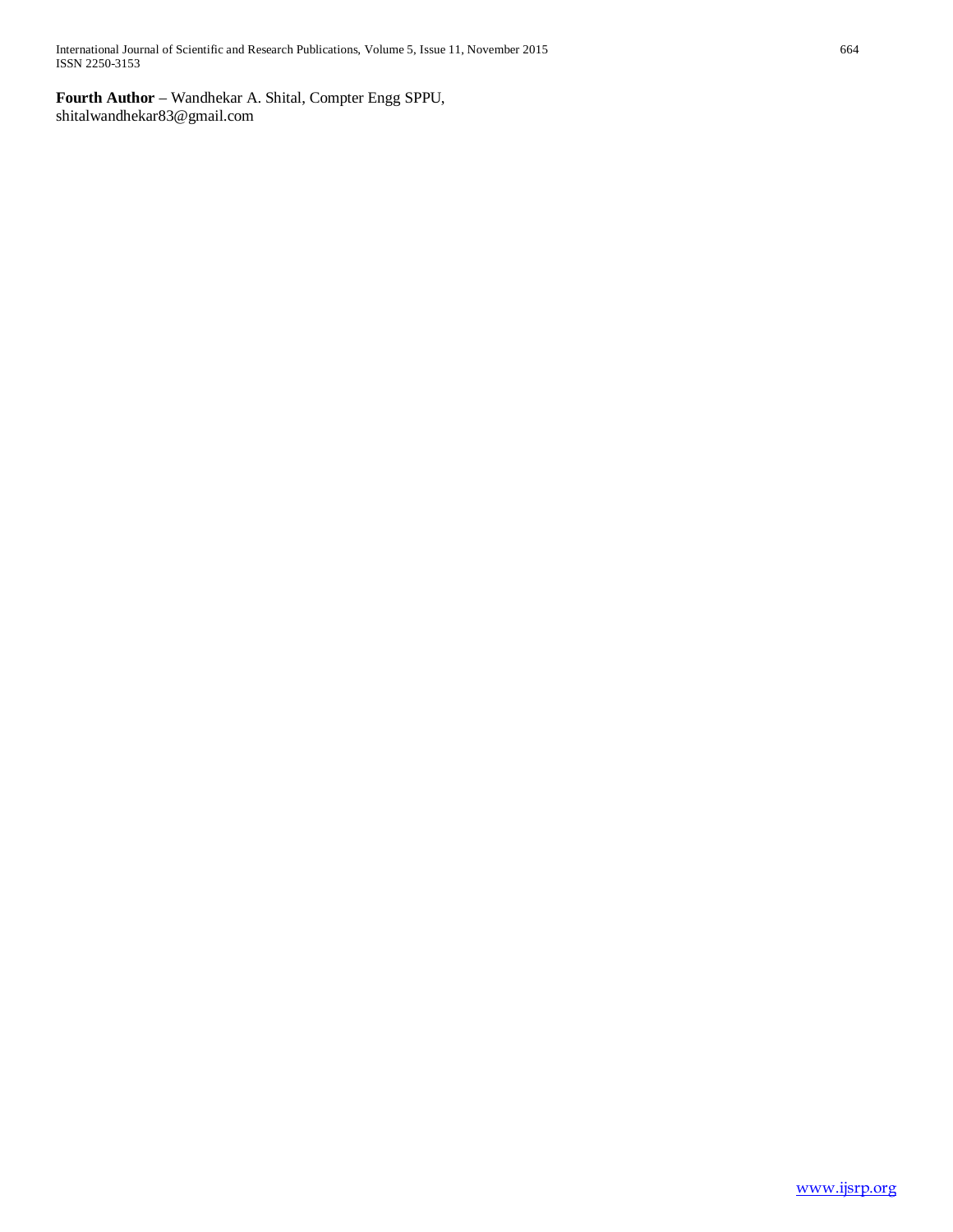**Fourth Author** – Wandhekar A. Shital, Compter Engg SPPU, shitalwandhekar83@gmail.com